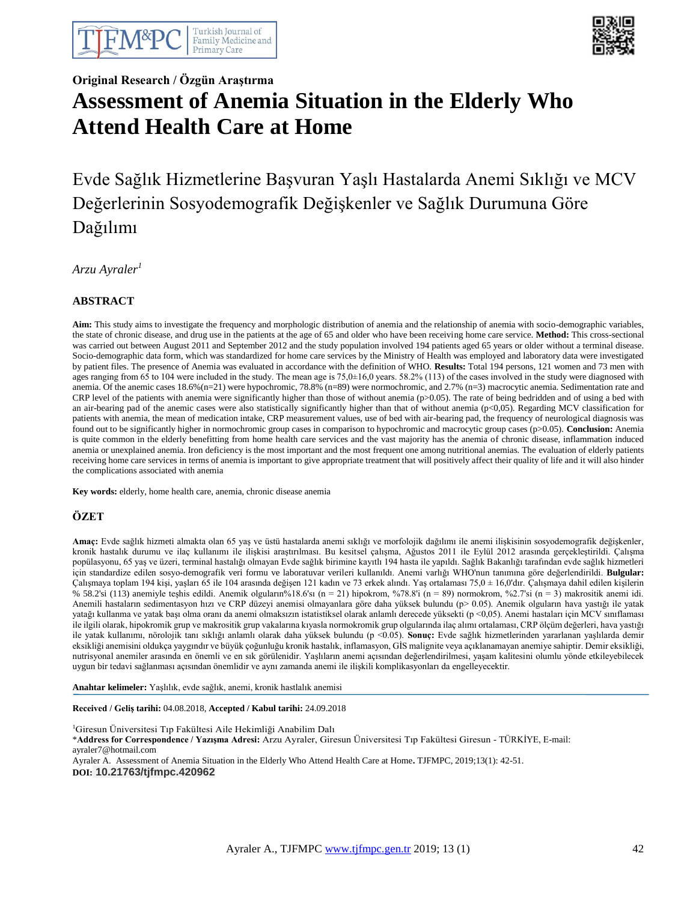**Original Research / Özgün Araştırma**

# Assessment of Anemia Situation in the Elderly Who Attend Health Care at Home

## Evde Sağlık Hizmetlerine Başvuran Yaşlı Hastalarda Anemi Sıklığı ve MCV Değerlerinin Sosyodemografik Değişkenler ve Sağlık Durumuna Göre Dağılımı

*Arzu Ayraler[1]*

### ABSTRACT

**Aim:** This study aims to investigate the frequency and morphologic distribution of anemia and the relationship of anemia with socio-demographic variables, the state of chronic disease, and drug use in the patients at the age of 65 and older who have been receiving home care service. **Method:** This cross-sectional was carried out between August 2011 and September 2012 and the study population involved 194 patients aged 65 years or older without a terminal disease. Socio-demographic data form, which was standardized for home care services by the Ministry of Health was employed and laboratory data were investigated by patient files. The presence of Anemia was evaluated in accordance with the definition of WHO. **Results:** Total 194 persons, 121 women and 73 men with ages ranging from 65 to 104 were included in the study. The mean age is 75,0±16,0 years. 58.2% (113) of the cases involved in the study were diagnosed with anemia. Of the anemic cases 18.6%(n=21) were hypochromic, 78.8% (n=89) were normochromic, and 2.7% (n=3) macrocytic anemia. Sedimentation rate and CRP level of the patients with anemia were significantly higher than those of without anemia (p>0.05). The rate of being bedridden and of using a bed with an air-bearing pad of the anemic cases were also statistically significantly higher than that of without anemia (p<0,05). Regarding MCV classification for patients with anemia, the mean of medication intake, CRP measurement values, use of bed with air-bearing pad, the frequency of neurological diagnosis was found out to be significantly higher in normochromic group cases in comparison to hypochromic and macrocytic group cases (p>0.05). **Conclusion:** Anemia is quite common in the elderly benefitting from home health care services and the vast majority has the anemia of chronic disease, inflammation induced anemia or unexplained anemia. Iron deficiency is the most important and the most frequent one among nutritional anemias. The evaluation of elderly patients receiving home care services in terms of anemia is important to give appropriate treatment that will positively affect their quality of life and it will also hinder the complications associated with anemia

**Key words:** elderly, home health care, anemia, chronic disease anemia

### ÖZET

**Amaç:** Evde sağlık hizmeti almakta olan 65 yaş ve üstü hastalarda anemi sıklığı ve morfolojik dağılımı ile anemi ilişkisinin sosyodemografik değişkenler, kronik hastalık durumu ve ilaç kullanımı ile ilişkisi araştırılması. Bu kesitsel çalışma, Ağustos 2011 ile Eylül 2012 arasında gerçekleştirildi. Çalışma popülasyonu, 65 yaş ve üzeri, terminal hastalığı olmayan Evde sağlık birimine kayıtlı 194 hasta ile yapıldı. Sağlık Bakanlığı tarafından evde sağlık hizmetleri için standardize edilen sosyo-demografik veri formu ve laboratuvar verileri kullanıldı. Anemi varlığı WHO'nun tanımına göre değerlendirildi. **Bulgular:** Çalışmaya toplam 194 kişi, yaşları 65 ile 104 arasında değişen 121 kadın ve 73 erkek alındı. Yaş ortalaması 75,0 ± 16,0'dır. Çalışmaya dahil edilen kişilerin % 58.2'si (113) anemiyle teşhis edildi. Anemik olguların%18.6'sı (n = 21) hipokrom, %78.8'i (n = 89) normokrom, %2.7'si (n = 3) makrositik anemi idi. Anemili hastaların sedimentasyon hızı ve CRP düzeyi anemisi olmayanlara göre daha yüksek bulundu (p> 0.05). Anemik olguların hava yastığı ile yatak yatağı kullanma ve yatak başı olma oranı da anemi olmaksızın istatistiksel olarak anlamlı derecede yüksekti (p <0,05). Anemi hastaları için MCV sınıflaması ile ilgili olarak, hipokromik grup ve makrositik grup vakalarına kıyasla normokromik grup olgularında ilaç alımı ortalaması, CRP ölçüm değerleri, hava yastığı ile yatak kullanımı, nörolojik tanı sıklığı anlamlı olarak daha yüksek bulundu (p <0.05). **Sonuç:** Evde sağlık hizmetlerinden yararlanan yaşlılarda demir eksikliği anemisini oldukça yaygındır ve büyük çoğunluğu kronik hastalık, inflamasyon, GİS malignite veya açıklanamayan anemiye sahiptir. Demir eksikliği, nutrisyonal anemiler arasında en önemli ve en sık görülenidir. Yaşlıların anemi açısından değerlendirilmesi, yaşam kalitesini olumlu yönde etkileyebilecek uygun bir tedavi sağlanması açısından önemlidir ve aynı zamanda anemi ile ilişkili komplikasyonları da engelleyecektir.

**Anahtar kelimeler:** Yaşlılık, evde sağlık, anemi, kronik hastlalık anemisi

**Received / Geliş tarihi:** 04.08.2018, **Accepted / Kabul tarihi:** 24.09.2018

[1]Giresun Üniversitesi Tıp Fakültesi Aile Hekimliği Anabilim Dalı
\***Address for Correspondence / Yazışma Adresi:** Arzu Ayraler, Giresun Üniversitesi Tıp Fakültesi Giresun - TÜRKİYE, E-mail: ayraler7@hotmail.com

Ayraler A. Assessment of Anemia Situation in the Elderly Who Attend Health Care at Home**.** TJFMPC, 2019;13(1): 42-51.
**DOI:** **10.21763/tjfmpc.420962**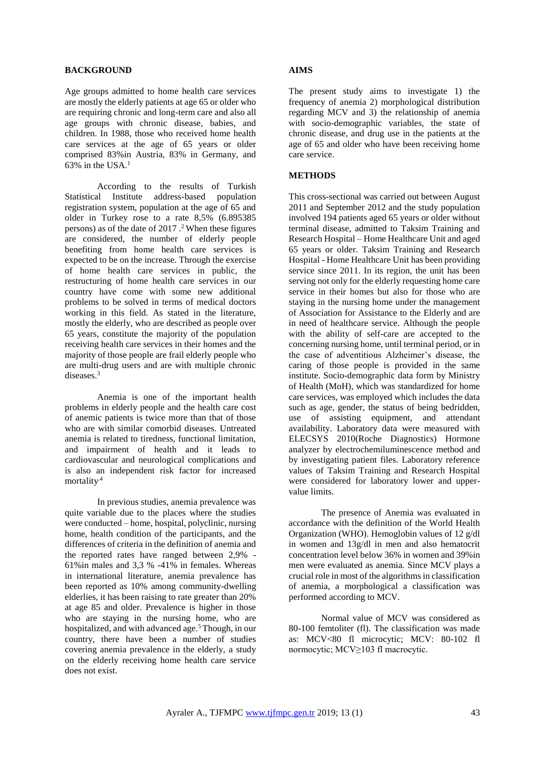## BACKGROUND

Age groups admitted to home health care services are mostly the elderly patients at age 65 or older who are requiring chronic and long-term care and also all age groups with chronic disease, babies, and children. In 1988, those who received home health care services at the age of 65 years or older comprised 83%in Austria, 83% in Germany, and 63% in the USA.[1]

According to the results of Turkish Statistical Institute address-based population registration system, population at the age of 65 and older in Turkey rose to a rate 8,5% (6.895385 persons) as of the date of 2017 .[2] When these figures are considered, the number of elderly people benefiting from home health care services is expected to be on the increase. Through the exercise of home health care services in public, the restructuring of home health care services in our country have come with some new additional problems to be solved in terms of medical doctors working in this field. As stated in the literature, mostly the elderly, who are described as people over 65 years, constitute the majority of the population receiving health care services in their homes and the majority of those people are frail elderly people who are multi-drug users and are with multiple chronic diseases.[3]

Anemia is one of the important health problems in elderly people and the health care cost of anemic patients is twice more than that of those who are with similar comorbid diseases. Untreated anemia is related to tiredness, functional limitation, and impairment of health and it leads to cardiovascular and neurological complications and is also an independent risk factor for increased mortality.[4]

In previous studies, anemia prevalence was quite variable due to the places where the studies were conducted – home, hospital, polyclinic, nursing home, health condition of the participants, and the differences of criteria in the definition of anemia and the reported rates have ranged between 2,9% - 61%in males and 3,3 % -41% in females. Whereas in international literature, anemia prevalence has been reported as 10% among community-dwelling elderlies, it has been raising to rate greater than 20% at age 85 and older. Prevalence is higher in those who are staying in the nursing home, who are hospitalized, and with advanced age.[5] Though, in our country, there have been a number of studies covering anemia prevalence in the elderly, a study on the elderly receiving home health care service does not exist.

## AIMS

The present study aims to investigate 1) the frequency of anemia 2) morphological distribution regarding MCV and 3) the relationship of anemia with socio-demographic variables, the state of chronic disease, and drug use in the patients at the age of 65 and older who have been receiving home care service.

## METHODS

This cross-sectional was carried out between August 2011 and September 2012 and the study population involved 194 patients aged 65 years or older without terminal disease, admitted to Taksim Training and Research Hospital – Home Healthcare Unit and aged 65 years or older. Taksim Training and Research Hospital - Home Healthcare Unit has been providing service since 2011. In its region, the unit has been serving not only for the elderly requesting home care service in their homes but also for those who are staying in the nursing home under the management of Association for Assistance to the Elderly and are in need of healthcare service. Although the people with the ability of self-care are accepted to the concerning nursing home, until terminal period, or in the case of adventitious Alzheimer's disease, the caring of those people is provided in the same institute. Socio-demographic data form by Ministry of Health (MoH), which was standardized for home care services, was employed which includes the data such as age, gender, the status of being bedridden, use of assisting equipment, and attendant availability. Laboratory data were measured with ELECSYS 2010(Roche Diagnostics) Hormone analyzer by electrochemiluminescence method and by investigating patient files. Laboratory reference values of Taksim Training and Research Hospital were considered for laboratory lower and upper-value limits.

The presence of Anemia was evaluated in accordance with the definition of the World Health Organization (WHO). Hemoglobin values of 12 g/dl in women and 13g/dl in men and also hematocrit concentration level below 36% in women and 39%in men were evaluated as anemia. Since MCV plays a crucial role in most of the algorithms in classification of anemia, a morphological a classification was performed according to MCV.

Normal value of MCV was considered as 80-100 femtoliter (fl). The classification was made as: MCV<80 fl microcytic; MCV: 80-102 fl normocytic; MCV≥103 fl macrocytic.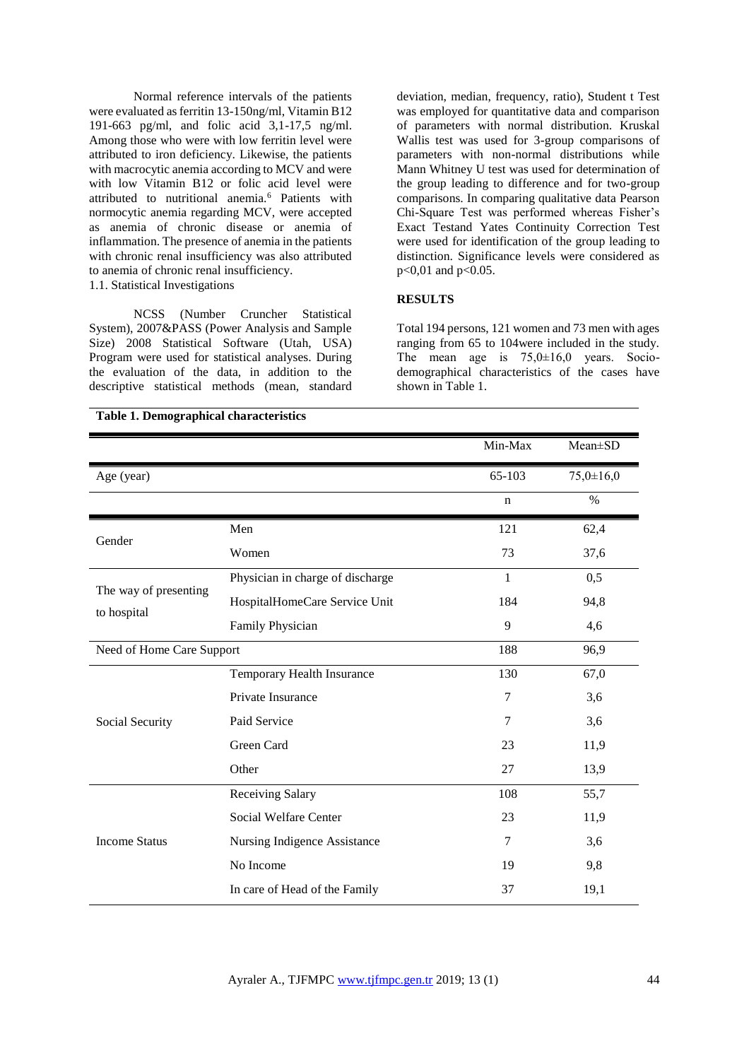Normal reference intervals of the patients were evaluated as ferritin 13-150ng/ml, Vitamin B12 191-663 pg/ml, and folic acid 3,1-17,5 ng/ml. Among those who were with low ferritin level were attributed to iron deficiency. Likewise, the patients with macrocytic anemia according to MCV and were with low Vitamin B12 or folic acid level were attributed to nutritional anemia.[6] Patients with normocytic anemia regarding MCV, were accepted as anemia of chronic disease or anemia of inflammation. The presence of anemia in the patients with chronic renal insufficiency was also attributed to anemia of chronic renal insufficiency.

1.1. Statistical Investigations

NCSS (Number Cruncher Statistical System), 2007&PASS (Power Analysis and Sample Size) 2008 Statistical Software (Utah, USA) Program were used for statistical analyses. During the evaluation of the data, in addition to the descriptive statistical methods (mean, standard deviation, median, frequency, ratio), Student t Test was employed for quantitative data and comparison of parameters with normal distribution. Kruskal Wallis test was used for 3-group comparisons of parameters with non-normal distributions while Mann Whitney U test was used for determination of the group leading to difference and for two-group comparisons. In comparing qualitative data Pearson Chi-Square Test was performed whereas Fisher's Exact Testand Yates Continuity Correction Test were used for identification of the group leading to distinction. Significance levels were considered as $p<0{,}01$ and $p<0.05$.

## RESULTS

Total 194 persons, 121 women and 73 men with ages ranging from 65 to 104were included in the study. The mean age is 75,0±16,0 years. Socio-demographical characteristics of the cases have shown in Table 1.

**Table 1. Demographical characteristics**

| | | Min-Max | Mean±SD |
|---|---|---|---|
| Age (year) | | 65-103 | 75,0±16,0 |
| | | n | % |
| Gender | Men | 121 | 62,4 |
| | Women | 73 | 37,6 |
| The way of presenting to hospital | Physician in charge of discharge | 1 | 0,5 |
| | HospitalHomeCare Service Unit | 184 | 94,8 |
| | Family Physician | 9 | 4,6 |
| Need of Home Care Support | | 188 | 96,9 |
| Social Security | Temporary Health Insurance | 130 | 67,0 |
| | Private Insurance | 7 | 3,6 |
| | Paid Service | 7 | 3,6 |
| | Green Card | 23 | 11,9 |
| | Other | 27 | 13,9 |
| Income Status | Receiving Salary | 108 | 55,7 |
| | Social Welfare Center | 23 | 11,9 |
| | Nursing Indigence Assistance | 7 | 3,6 |
| | No Income | 19 | 9,8 |
| | In care of Head of the Family | 37 | 19,1 |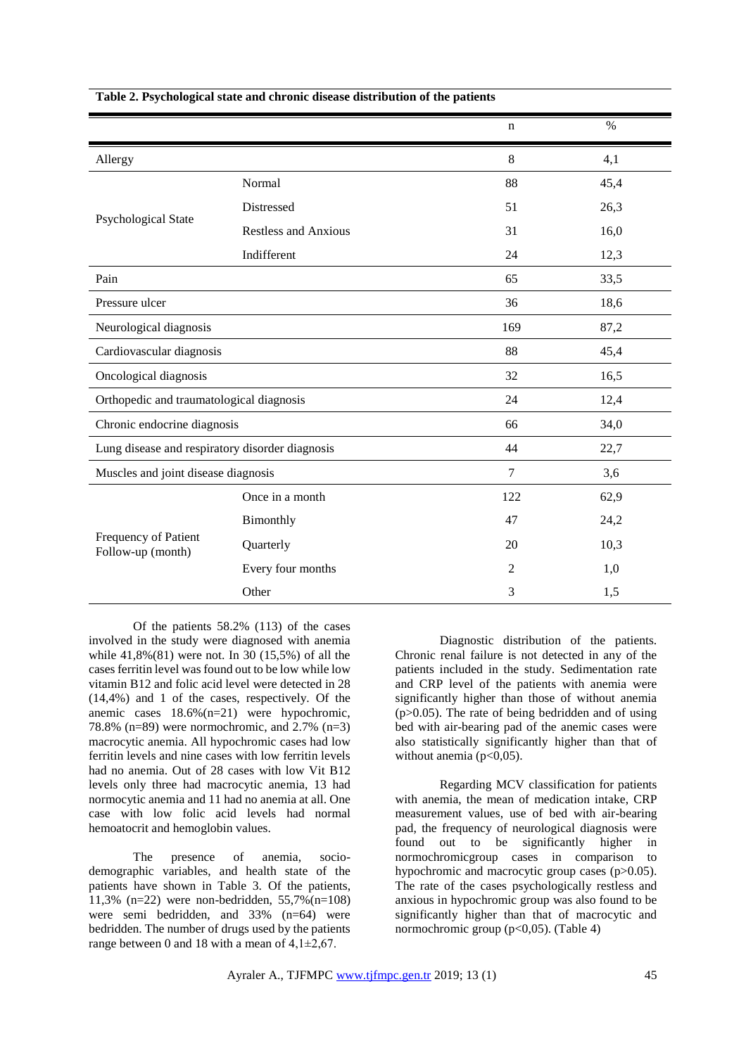**Table 2. Psychological state and chronic disease distribution of the patients**

| | | n | % |
|---|---|---|---|
| Allergy | | 8 | 4,1 |
| Psychological State | Normal | 88 | 45,4 |
| | Distressed | 51 | 26,3 |
| | Restless and Anxious | 31 | 16,0 |
| | Indifferent | 24 | 12,3 |
| Pain | | 65 | 33,5 |
| Pressure ulcer | | 36 | 18,6 |
| Neurological diagnosis | | 169 | 87,2 |
| Cardiovascular diagnosis | | 88 | 45,4 |
| Oncological diagnosis | | 32 | 16,5 |
| Orthopedic and traumatological diagnosis | | 24 | 12,4 |
| Chronic endocrine diagnosis | | 66 | 34,0 |
| Lung disease and respiratory disorder diagnosis | | 44 | 22,7 |
| Muscles and joint disease diagnosis | | 7 | 3,6 |
| Frequency of Patient Follow-up (month) | Once in a month | 122 | 62,9 |
| | Bimonthly | 47 | 24,2 |
| | Quarterly | 20 | 10,3 |
| | Every four months | 2 | 1,0 |
| | Other | 3 | 1,5 |

Of the patients 58.2% (113) of the cases involved in the study were diagnosed with anemia while 41,8%(81) were not. In 30 (15,5%) of all the cases ferritin level was found out to be low while low vitamin B12 and folic acid level were detected in 28 (14,4%) and 1 of the cases, respectively. Of the anemic cases 18.6%(n=21) were hypochromic, 78.8% (n=89) were normochromic, and 2.7% (n=3) macrocytic anemia. All hypochromic cases had low ferritin levels and nine cases with low ferritin levels had no anemia. Out of 28 cases with low Vit B12 levels only three had macrocytic anemia, 13 had normocytic anemia and 11 had no anemia at all. One case with low folic acid levels had normal hemoatocrit and hemoglobin values.

The presence of anemia, socio-demographic variables, and health state of the patients have shown in Table 3. Of the patients, 11,3% (n=22) were non-bedridden, 55,7%(n=108) were semi bedridden, and 33% (n=64) were bedridden. The number of drugs used by the patients range between 0 and 18 with a mean of 4,1±2,67.

Diagnostic distribution of the patients. Chronic renal failure is not detected in any of the patients included in the study. Sedimentation rate and CRP level of the patients with anemia were significantly higher than those of without anemia ($p>0.05$). The rate of being bedridden and of using bed with air-bearing pad of the anemic cases were also statistically significantly higher than that of without anemia ($p<0,05$).

Regarding MCV classification for patients with anemia, the mean of medication intake, CRP measurement values, use of bed with air-bearing pad, the frequency of neurological diagnosis were found out to be significantly higher in normochromicgroup cases in comparison to hypochromic and macrocytic group cases ($p>0.05$). The rate of the cases psychologically restless and anxious in hypochromic group was also found to be significantly higher than that of macrocytic and normochromic group ($p<0,05$). (Table 4)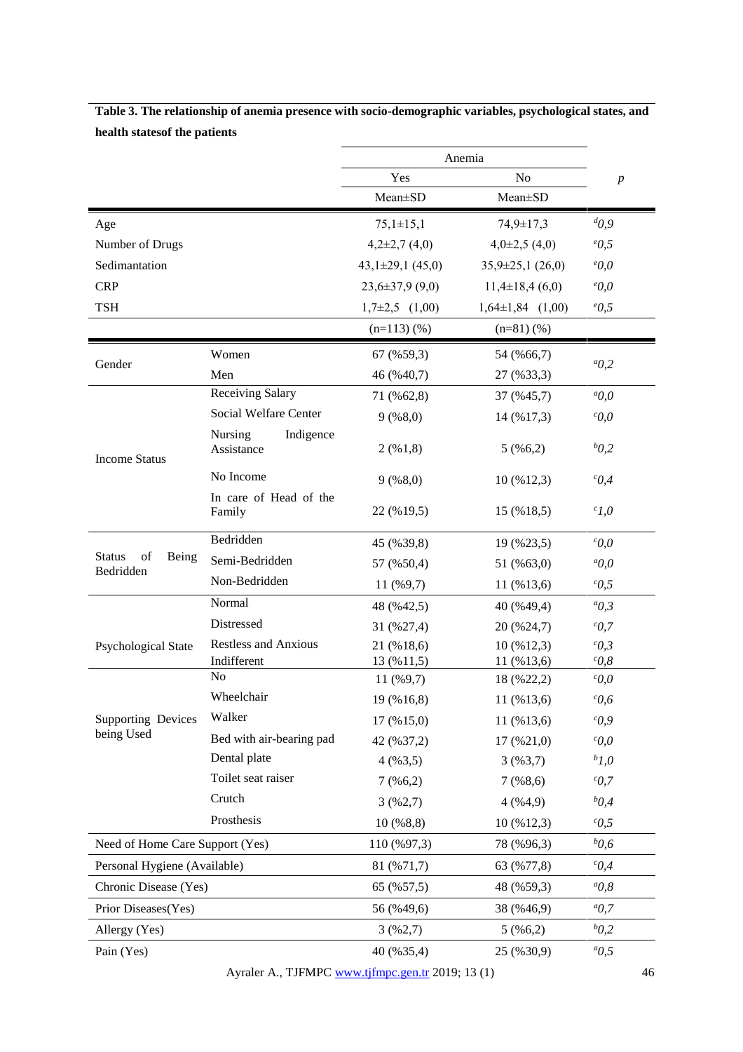**Table 3. The relationship of anemia presence with socio-demographic variables, psychological states, and health statesof the patients**

| | | Anemia | | *p* |
|---|---|---|---|---|
| | | Yes | No | |
| | | Mean±SD | Mean±SD | |
| Age | | 75,1±15,1 | 74,9±17,3 | [d]0,9 |
| Number of Drugs | | 4,2±2,7 (4,0) | 4,0±2,5 (4,0) | [e]0,5 |
| Sedimantation | | 43,1±29,1 (45,0) | 35,9±25,1 (26,0) | [e]0,0 |
| CRP | | 23,6±37,9 (9,0) | 11,4±18,4 (6,0) | [e]0,0 |
| TSH | | 1,7±2,5 (1,00) | 1,64±1,84 (1,00) | [e]0,5 |
| | | (n=113) (%) | (n=81) (%) | |
| Gender | Women | 67 (%59,3) | 54 (%66,7) | [a]0,2 |
| | Men | 46 (%40,7) | 27 (%33,3) | |
| Income Status | Receiving Salary | 71 (%62,8) | 37 (%45,7) | [a]0,0 |
| | Social Welfare Center | 9 (%8,0) | 14 (%17,3) | [c]0,0 |
| | Nursing Indigence Assistance | 2 (%1,8) | 5 (%6,2) | [b]0,2 |
| | No Income | 9 (%8,0) | 10 (%12,3) | [c]0,4 |
| | In care of Head of the Family | 22 (%19,5) | 15 (%18,5) | [c]1,0 |
| Status of Being Bedridden | Bedridden | 45 (%39,8) | 19 (%23,5) | [c]0,0 |
| | Semi-Bedridden | 57 (%50,4) | 51 (%63,0) | [a]0,0 |
| | Non-Bedridden | 11 (%9,7) | 11 (%13,6) | [c]0,5 |
| Psychological State | Normal | 48 (%42,5) | 40 (%49,4) | [a]0,3 |
| | Distressed | 31 (%27,4) | 20 (%24,7) | [c]0,7 |
| | Restless and Anxious | 21 (%18,6) | 10 (%12,3) | [c]0,3 |
| | Indifferent | 13 (%11,5) | 11 (%13,6) | [c]0,8 |
| Supporting Devices being Used | No | 11 (%9,7) | 18 (%22,2) | [c]0,0 |
| | Wheelchair | 19 (%16,8) | 11 (%13,6) | [c]0,6 |
| | Walker | 17 (%15,0) | 11 (%13,6) | [c]0,9 |
| | Bed with air-bearing pad | 42 (%37,2) | 17 (%21,0) | [c]0,0 |
| | Dental plate | 4 (%3,5) | 3 (%3,7) | [b]1,0 |
| | Toilet seat raiser | 7 (%6,2) | 7 (%8,6) | [c]0,7 |
| | Crutch | 3 (%2,7) | 4 (%4,9) | [b]0,4 |
| | Prosthesis | 10 (%8,8) | 10 (%12,3) | [c]0,5 |
| Need of Home Care Support (Yes) | | 110 (%97,3) | 78 (%96,3) | [b]0,6 |
| Personal Hygiene (Available) | | 81 (%71,7) | 63 (%77,8) | [c]0,4 |
| Chronic Disease (Yes) | | 65 (%57,5) | 48 (%59,3) | [a]0,8 |
| Prior Diseases(Yes) | | 56 (%49,6) | 38 (%46,9) | [a]0,7 |
| Allergy (Yes) | | 3 (%2,7) | 5 (%6,2) | [b]0,2 |
| Pain (Yes) | | 40 (%35,4) | 25 (%30,9) | [a]0,5 |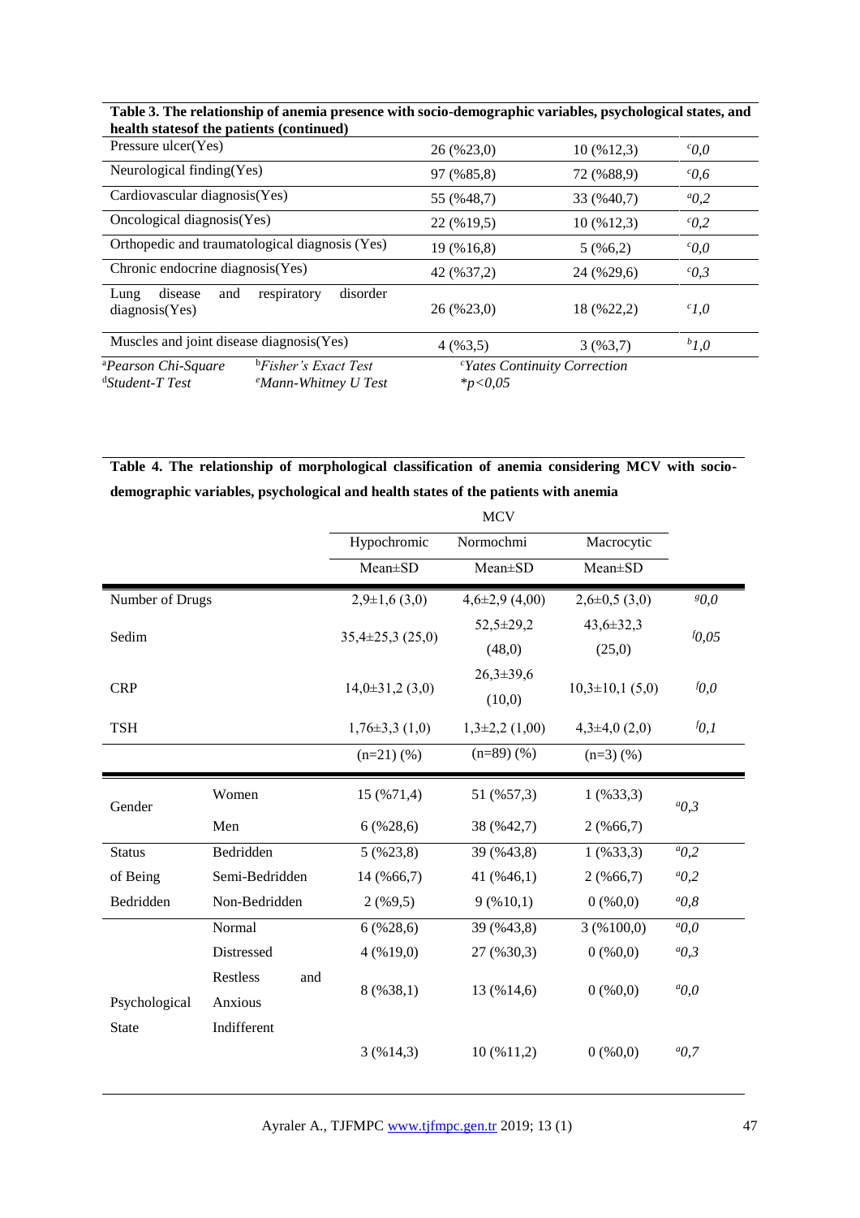**Table 3. The relationship of anemia presence with socio-demographic variables, psychological states, and health statesof the patients (continued)**

| | | | |
|---|---|---|---|
| Pressure ulcer(Yes) | 26 (%23,0) | 10 (%12,3) | [c]0,0 |
| Neurological finding(Yes) | 97 (%85,8) | 72 (%88,9) | [c]0,6 |
| Cardiovascular diagnosis(Yes) | 55 (%48,7) | 33 (%40,7) | [a]0,2 |
| Oncological diagnosis(Yes) | 22 (%19,5) | 10 (%12,3) | [c]0,2 |
| Orthopedic and traumatological diagnosis (Yes) | 19 (%16,8) | 5 (%6,2) | [c]0,0 |
| Chronic endocrine diagnosis(Yes) | 42 (%37,2) | 24 (%29,6) | [c]0,3 |
| Lung disease and respiratory disorder diagnosis(Yes) | 26 (%23,0) | 18 (%22,2) | [c]1,0 |
| Muscles and joint disease diagnosis(Yes) | 4 (%3,5) | 3 (%3,7) | [b]1,0 |

[a]*Pearson Chi-Square* [b]*Fisher's Exact Test* [c]*Yates Continuity Correction*
[d]*Student-T Test* [e]*Mann-Whitney U Test* *$*p<0,05$*

**Table 4. The relationship of morphological classification of anemia considering MCV with socio-demographic variables, psychological and health states of the patients with anemia**

| | | MCV | | | |
|---|---|---|---|---|---|
| | | Hypochromic | Normochmi | Macrocytic | |
| | | Mean±SD | Mean±SD | Mean±SD | |
| Number of Drugs | | 2,9±1,6 (3,0) | 4,6±2,9 (4,00) | 2,6±0,5 (3,0) | [g]0,0 |
| Sedim | | 35,4±25,3 (25,0) | 52,5±29,2 (48,0) | 43,6±32,3 (25,0) | [f]0,05 |
| CRP | | 14,0±31,2 (3,0) | 26,3±39,6 (10,0) | 10,3±10,1 (5,0) | [f]0,0 |
| TSH | | 1,76±3,3 (1,0) | 1,3±2,2 (1,00) | 4,3±4,0 (2,0) | [f]0,1 |
| | | (n=21) (%) | (n=89) (%) | (n=3) (%) | |
| Gender | Women | 15 (%71,4) | 51 (%57,3) | 1 (%33,3) | [a]0,3 |
| | Men | 6 (%28,6) | 38 (%42,7) | 2 (%66,7) | |
| Status of Being Bedridden | Bedridden | 5 (%23,8) | 39 (%43,8) | 1 (%33,3) | [a]0,2 |
| | Semi-Bedridden | 14 (%66,7) | 41 (%46,1) | 2 (%66,7) | [a]0,2 |
| | Non-Bedridden | 2 (%9,5) | 9 (%10,1) | 0 (%0,0) | [a]0,8 |
| Psychological State | Normal | 6 (%28,6) | 39 (%43,8) | 3 (%100,0) | [a]0,0 |
| | Distressed | 4 (%19,0) | 27 (%30,3) | 0 (%0,0) | [a]0,3 |
| | Restless and Anxious | 8 (%38,1) | 13 (%14,6) | 0 (%0,0) | [a]0,0 |
| | Indifferent | 3 (%14,3) | 10 (%11,2) | 0 (%0,0) | [a]0,7 |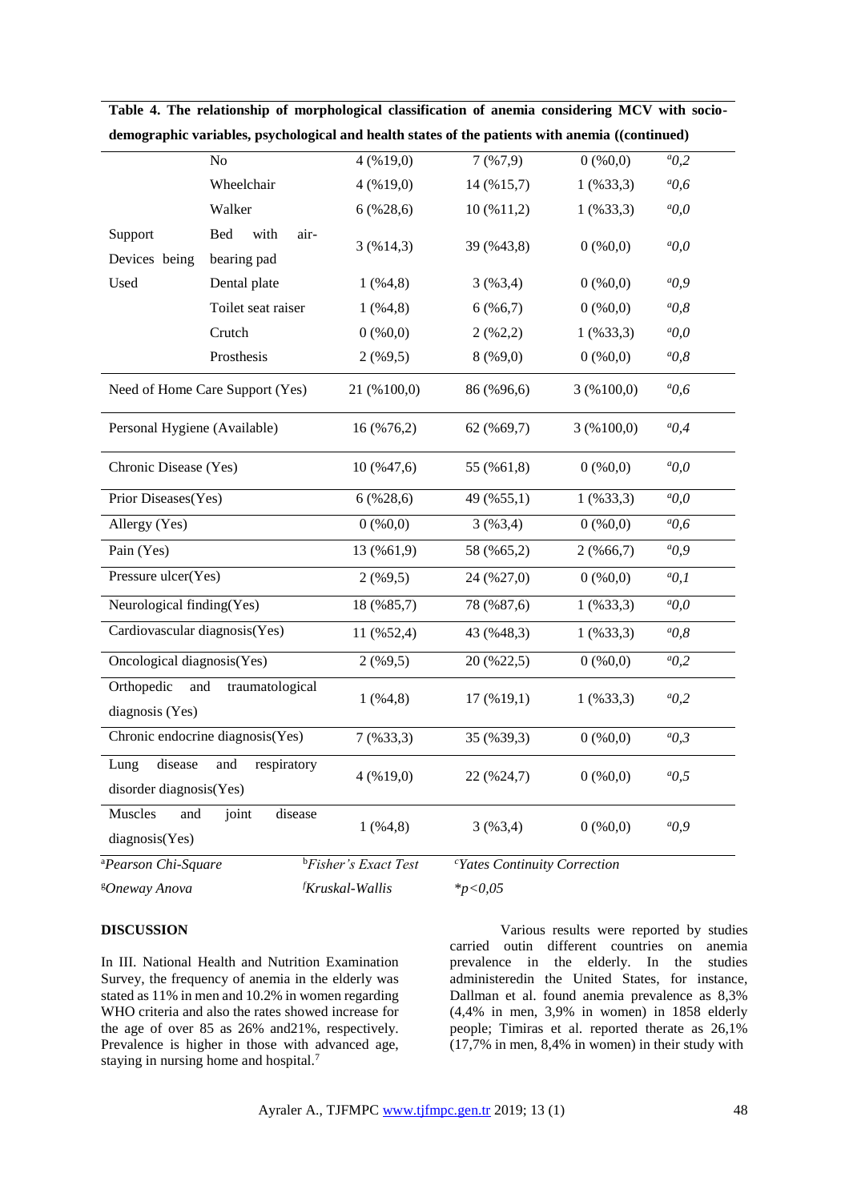**Table 4. The relationship of morphological classification of anemia considering MCV with socio-demographic variables, psychological and health states of the patients with anemia ((continued)**

| | | | | | |
|---|---|---|---|---|---|
| | No | 4 (%19,0) | 7 (%7,9) | 0 (%0,0) | $^{a}$0,2 |
| | Wheelchair | 4 (%19,0) | 14 (%15,7) | 1 (%33,3) | $^{a}$0,6 |
| | Walker | 6 (%28,6) | 10 (%11,2) | 1 (%33,3) | $^{a}$0,0 |
| Support Devices being Used | Bed with air-bearing pad | 3 (%14,3) | 39 (%43,8) | 0 (%0,0) | $^{a}$0,0 |
| | Dental plate | 1 (%4,8) | 3 (%3,4) | 0 (%0,0) | $^{a}$0,9 |
| | Toilet seat raiser | 1 (%4,8) | 6 (%6,7) | 0 (%0,0) | $^{a}$0,8 |
| | Crutch | 0 (%0,0) | 2 (%2,2) | 1 (%33,3) | $^{a}$0,0 |
| | Prosthesis | 2 (%9,5) | 8 (%9,0) | 0 (%0,0) | $^{a}$0,8 |
| Need of Home Care Support (Yes) | | 21 (%100,0) | 86 (%96,6) | 3 (%100,0) | $^{a}$0,6 |
| Personal Hygiene (Available) | | 16 (%76,2) | 62 (%69,7) | 3 (%100,0) | $^{a}$0,4 |
| Chronic Disease (Yes) | | 10 (%47,6) | 55 (%61,8) | 0 (%0,0) | $^{a}$0,0 |
| Prior Diseases(Yes) | | 6 (%28,6) | 49 (%55,1) | 1 (%33,3) | $^{a}$0,0 |
| Allergy (Yes) | | 0 (%0,0) | 3 (%3,4) | 0 (%0,0) | $^{a}$0,6 |
| Pain (Yes) | | 13 (%61,9) | 58 (%65,2) | 2 (%66,7) | $^{a}$0,9 |
| Pressure ulcer(Yes) | | 2 (%9,5) | 24 (%27,0) | 0 (%0,0) | $^{a}$0,1 |
| Neurological finding(Yes) | | 18 (%85,7) | 78 (%87,6) | 1 (%33,3) | $^{a}$0,0 |
| Cardiovascular diagnosis(Yes) | | 11 (%52,4) | 43 (%48,3) | 1 (%33,3) | $^{a}$0,8 |
| Oncological diagnosis(Yes) | | 2 (%9,5) | 20 (%22,5) | 0 (%0,0) | $^{a}$0,2 |
| Orthopedic and traumatological diagnosis (Yes) | | 1 (%4,8) | 17 (%19,1) | 1 (%33,3) | $^{a}$0,2 |
| Chronic endocrine diagnosis(Yes) | | 7 (%33,3) | 35 (%39,3) | 0 (%0,0) | $^{a}$0,3 |
| Lung disease and respiratory disorder diagnosis(Yes) | | 4 (%19,0) | 22 (%24,7) | 0 (%0,0) | $^{a}$0,5 |
| Muscles and joint disease diagnosis(Yes) | | 1 (%4,8) | 3 (%3,4) | 0 (%0,0) | $^{a}$0,9 |

[a]*Pearson Chi-Square* [b]*Fisher's Exact Test* [c]*Yates Continuity Correction*
[g]*Oneway Anova* [f]*Kruskal-Wallis* *$p<0,05$

## DISCUSSION

In III. National Health and Nutrition Examination Survey, the frequency of anemia in the elderly was stated as 11% in men and 10.2% in women regarding WHO criteria and also the rates showed increase for the age of over 85 as 26% and21%, respectively. Prevalence is higher in those with advanced age, staying in nursing home and hospital.[7]

Various results were reported by studies carried outin different countries on anemia prevalence in the elderly. In the studies administeredin the United States, for instance, Dallman et al. found anemia prevalence as 8,3% (4,4% in men, 3,9% in women) in 1858 elderly people; Timiras et al. reported therate as 26,1% (17,7% in men, 8,4% in women) in their study with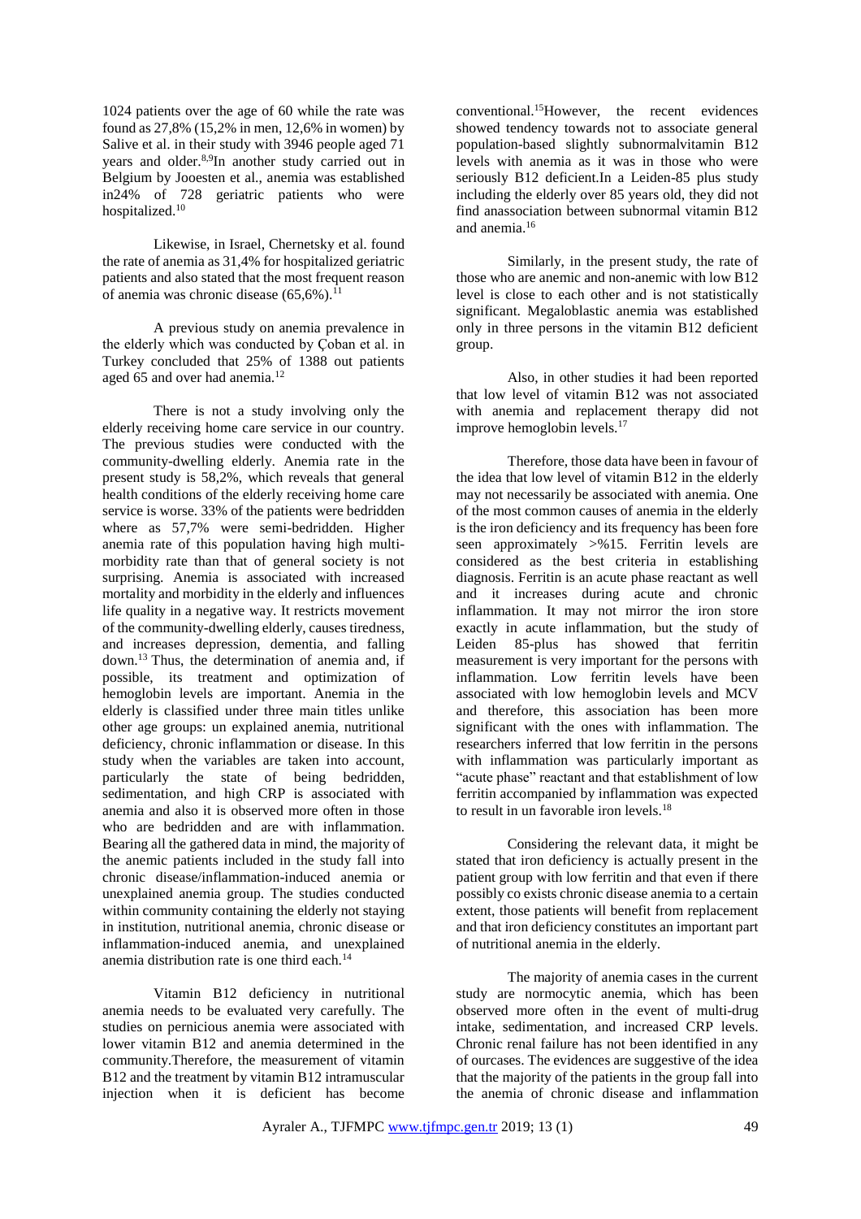1024 patients over the age of 60 while the rate was found as 27,8% (15,2% in men, 12,6% in women) by Salive et al. in their study with 3946 people aged 71 years and older.[8,9]In another study carried out in Belgium by Jooesten et al., anemia was established in24% of 728 geriatric patients who were hospitalized.[10]

Likewise, in Israel, Chernetsky et al. found the rate of anemia as 31,4% for hospitalized geriatric patients and also stated that the most frequent reason of anemia was chronic disease (65,6%).[11]

A previous study on anemia prevalence in the elderly which was conducted by Çoban et al. in Turkey concluded that 25% of 1388 out patients aged 65 and over had anemia.[12]

There is not a study involving only the elderly receiving home care service in our country. The previous studies were conducted with the community-dwelling elderly. Anemia rate in the present study is 58,2%, which reveals that general health conditions of the elderly receiving home care service is worse. 33% of the patients were bedridden where as 57,7% were semi-bedridden. Higher anemia rate of this population having high multi-morbidity rate than that of general society is not surprising. Anemia is associated with increased mortality and morbidity in the elderly and influences life quality in a negative way. It restricts movement of the community-dwelling elderly, causes tiredness, and increases depression, dementia, and falling down.[13] Thus, the determination of anemia and, if possible, its treatment and optimization of hemoglobin levels are important. Anemia in the elderly is classified under three main titles unlike other age groups: un explained anemia, nutritional deficiency, chronic inflammation or disease. In this study when the variables are taken into account, particularly the state of being bedridden, sedimentation, and high CRP is associated with anemia and also it is observed more often in those who are bedridden and are with inflammation. Bearing all the gathered data in mind, the majority of the anemic patients included in the study fall into chronic disease/inflammation-induced anemia or unexplained anemia group. The studies conducted within community containing the elderly not staying in institution, nutritional anemia, chronic disease or inflammation-induced anemia, and unexplained anemia distribution rate is one third each.[14]

Vitamin B12 deficiency in nutritional anemia needs to be evaluated very carefully. The studies on pernicious anemia were associated with lower vitamin B12 and anemia determined in the community.Therefore, the measurement of vitamin B12 and the treatment by vitamin B12 intramuscular injection when it is deficient has become conventional.[15]However, the recent evidences showed tendency towards not to associate general population-based slightly subnormalvitamin B12 levels with anemia as it was in those who were seriously B12 deficient.In a Leiden-85 plus study including the elderly over 85 years old, they did not find anassociation between subnormal vitamin B12 and anemia.[16]

Similarly, in the present study, the rate of those who are anemic and non-anemic with low B12 level is close to each other and is not statistically significant. Megaloblastic anemia was established only in three persons in the vitamin B12 deficient group.

Also, in other studies it had been reported that low level of vitamin B12 was not associated with anemia and replacement therapy did not improve hemoglobin levels.[17]

Therefore, those data have been in favour of the idea that low level of vitamin B12 in the elderly may not necessarily be associated with anemia. One of the most common causes of anemia in the elderly is the iron deficiency and its frequency has been fore seen approximately >%15. Ferritin levels are considered as the best criteria in establishing diagnosis. Ferritin is an acute phase reactant as well and it increases during acute and chronic inflammation. It may not mirror the iron store exactly in acute inflammation, but the study of Leiden 85-plus has showed that ferritin measurement is very important for the persons with inflammation. Low ferritin levels have been associated with low hemoglobin levels and MCV and therefore, this association has been more significant with the ones with inflammation. The researchers inferred that low ferritin in the persons with inflammation was particularly important as "acute phase" reactant and that establishment of low ferritin accompanied by inflammation was expected to result in un favorable iron levels.[18]

Considering the relevant data, it might be stated that iron deficiency is actually present in the patient group with low ferritin and that even if there possibly co exists chronic disease anemia to a certain extent, those patients will benefit from replacement and that iron deficiency constitutes an important part of nutritional anemia in the elderly.

The majority of anemia cases in the current study are normocytic anemia, which has been observed more often in the event of multi-drug intake, sedimentation, and increased CRP levels. Chronic renal failure has not been identified in any of ourcases. The evidences are suggestive of the idea that the majority of the patients in the group fall into the anemia of chronic disease and inflammation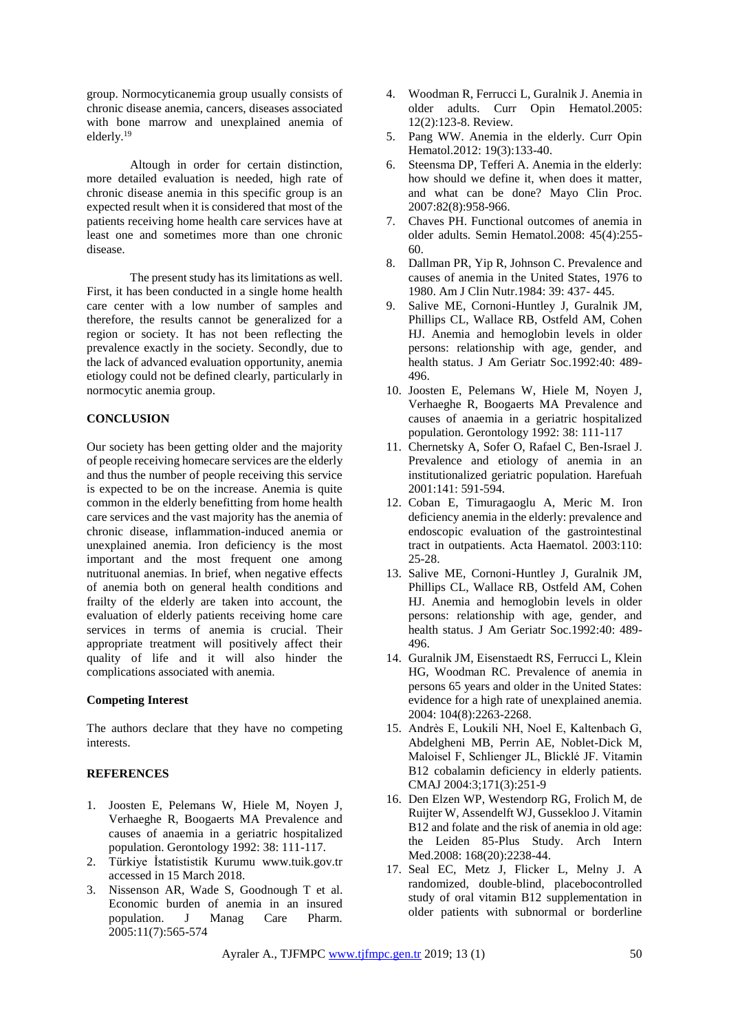group. Normocyticanemia group usually consists of chronic disease anemia, cancers, diseases associated with bone marrow and unexplained anemia of elderly.[19]

Altough in order for certain distinction, more detailed evaluation is needed, high rate of chronic disease anemia in this specific group is an expected result when it is considered that most of the patients receiving home health care services have at least one and sometimes more than one chronic disease.

The present study has its limitations as well. First, it has been conducted in a single home health care center with a low number of samples and therefore, the results cannot be generalized for a region or society. It has not been reflecting the prevalence exactly in the society. Secondly, due to the lack of advanced evaluation opportunity, anemia etiology could not be defined clearly, particularly in normocytic anemia group.

## CONCLUSION

Our society has been getting older and the majority of people receiving homecare services are the elderly and thus the number of people receiving this service is expected to be on the increase. Anemia is quite common in the elderly benefitting from home health care services and the vast majority has the anemia of chronic disease, inflammation-induced anemia or unexplained anemia. Iron deficiency is the most important and the most frequent one among nutrituonal anemias. In brief, when negative effects of anemia both on general health conditions and frailty of the elderly are taken into account, the evaluation of elderly patients receiving home care services in terms of anemia is crucial. Their appropriate treatment will positively affect their quality of life and it will also hinder the complications associated with anemia.

### Competing Interest

The authors declare that they have no competing interests.

## REFERENCES

1. Joosten E, Pelemans W, Hiele M, Noyen J, Verhaeghe R, Boogaerts MA Prevalence and causes of anaemia in a geriatric hospitalized population. Gerontology 1992: 38: 111-117.
2. Türkiye İstatististik Kurumu www.tuik.gov.tr accessed in 15 March 2018.
3. Nissenson AR, Wade S, Goodnough T et al. Economic burden of anemia in an insured population. J Manag Care Pharm. 2005:11(7):565-574
4. Woodman R, Ferrucci L, Guralnik J. Anemia in older adults. Curr Opin Hematol.2005: 12(2):123-8. Review.
5. Pang WW. Anemia in the elderly. Curr Opin Hematol.2012: 19(3):133-40.
6. Steensma DP, Tefferi A. Anemia in the elderly: how should we define it, when does it matter, and what can be done? Mayo Clin Proc. 2007:82(8):958-966.
7. Chaves PH. Functional outcomes of anemia in older adults. Semin Hematol.2008: 45(4):255-60.
8. Dallman PR, Yip R, Johnson C. Prevalence and causes of anemia in the United States, 1976 to 1980. Am J Clin Nutr.1984: 39: 437- 445.
9. Salive ME, Cornoni-Huntley J, Guralnik JM, Phillips CL, Wallace RB, Ostfeld AM, Cohen HJ. Anemia and hemoglobin levels in older persons: relationship with age, gender, and health status. J Am Geriatr Soc.1992:40: 489-496.
10. Joosten E, Pelemans W, Hiele M, Noyen J, Verhaeghe R, Boogaerts MA Prevalence and causes of anaemia in a geriatric hospitalized population. Gerontology 1992: 38: 111-117
11. Chernetsky A, Sofer O, Rafael C, Ben-Israel J. Prevalence and etiology of anemia in an institutionalized geriatric population. Harefuah 2001:141: 591-594.
12. Coban E, Timuragaoglu A, Meric M. Iron deficiency anemia in the elderly: prevalence and endoscopic evaluation of the gastrointestinal tract in outpatients. Acta Haematol. 2003:110: 25-28.
13. Salive ME, Cornoni-Huntley J, Guralnik JM, Phillips CL, Wallace RB, Ostfeld AM, Cohen HJ. Anemia and hemoglobin levels in older persons: relationship with age, gender, and health status. J Am Geriatr Soc.1992:40: 489-496.
14. Guralnik JM, Eisenstaedt RS, Ferrucci L, Klein HG, Woodman RC. Prevalence of anemia in persons 65 years and older in the United States: evidence for a high rate of unexplained anemia. 2004: 104(8):2263-2268.
15. Andrès E, Loukili NH, Noel E, Kaltenbach G, Abdelgheni MB, Perrin AE, Noblet-Dick M, Maloisel F, Schlienger JL, Blicklé JF. Vitamin B12 cobalamin deficiency in elderly patients. CMAJ 2004:3;171(3):251-9
16. Den Elzen WP, Westendorp RG, Frolich M, de Ruijter W, Assendelft WJ, Gussekloo J. Vitamin B12 and folate and the risk of anemia in old age: the Leiden 85-Plus Study. Arch Intern Med.2008: 168(20):2238-44.
17. Seal EC, Metz J, Flicker L, Melny J. A randomized, double-blind, placebocontrolled study of oral vitamin B12 supplementation in older patients with subnormal or borderline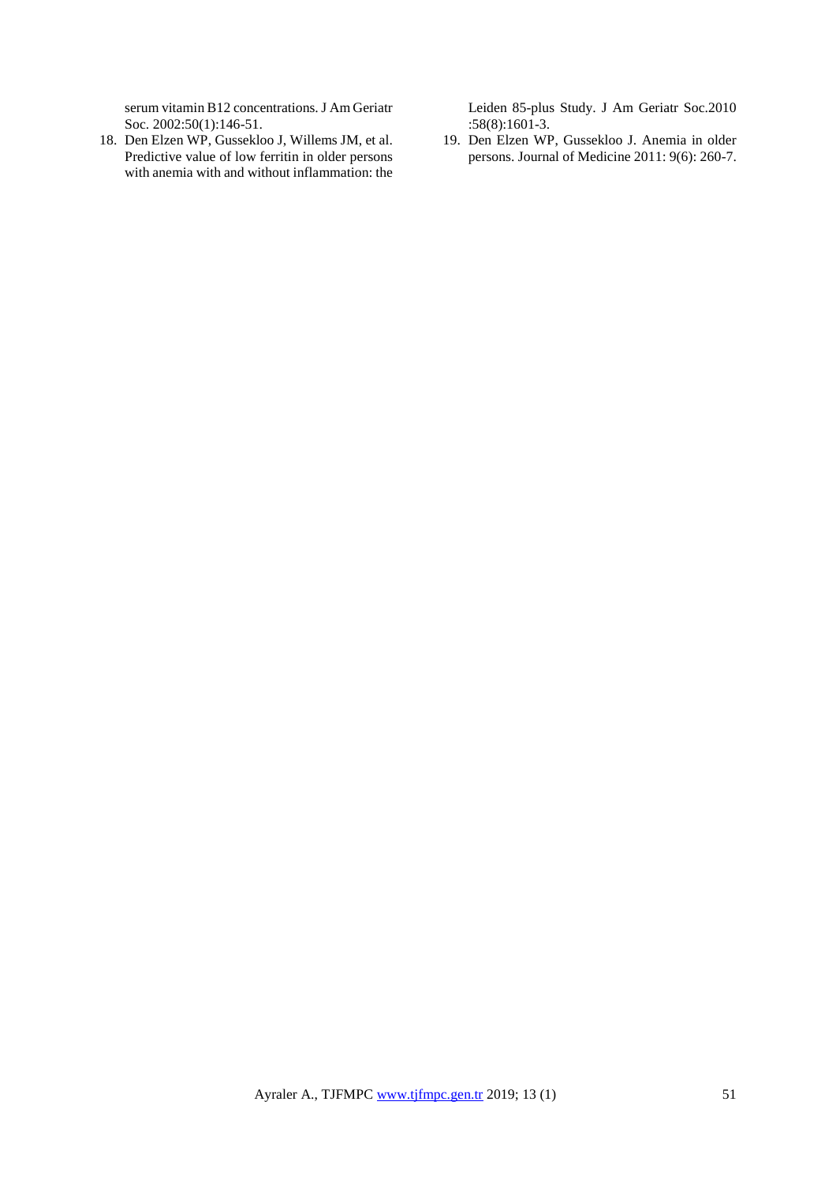serum vitamin B12 concentrations. J Am Geriatr Soc. 2002:50(1):146-51.

18. Den Elzen WP, Gussekloo J, Willems JM, et al. Predictive value of low ferritin in older persons with anemia with and without inflammation: the Leiden 85-plus Study. J Am Geriatr Soc.2010 :58(8):1601-3.
19. Den Elzen WP, Gussekloo J. Anemia in older persons. Journal of Medicine 2011: 9(6): 260-7.